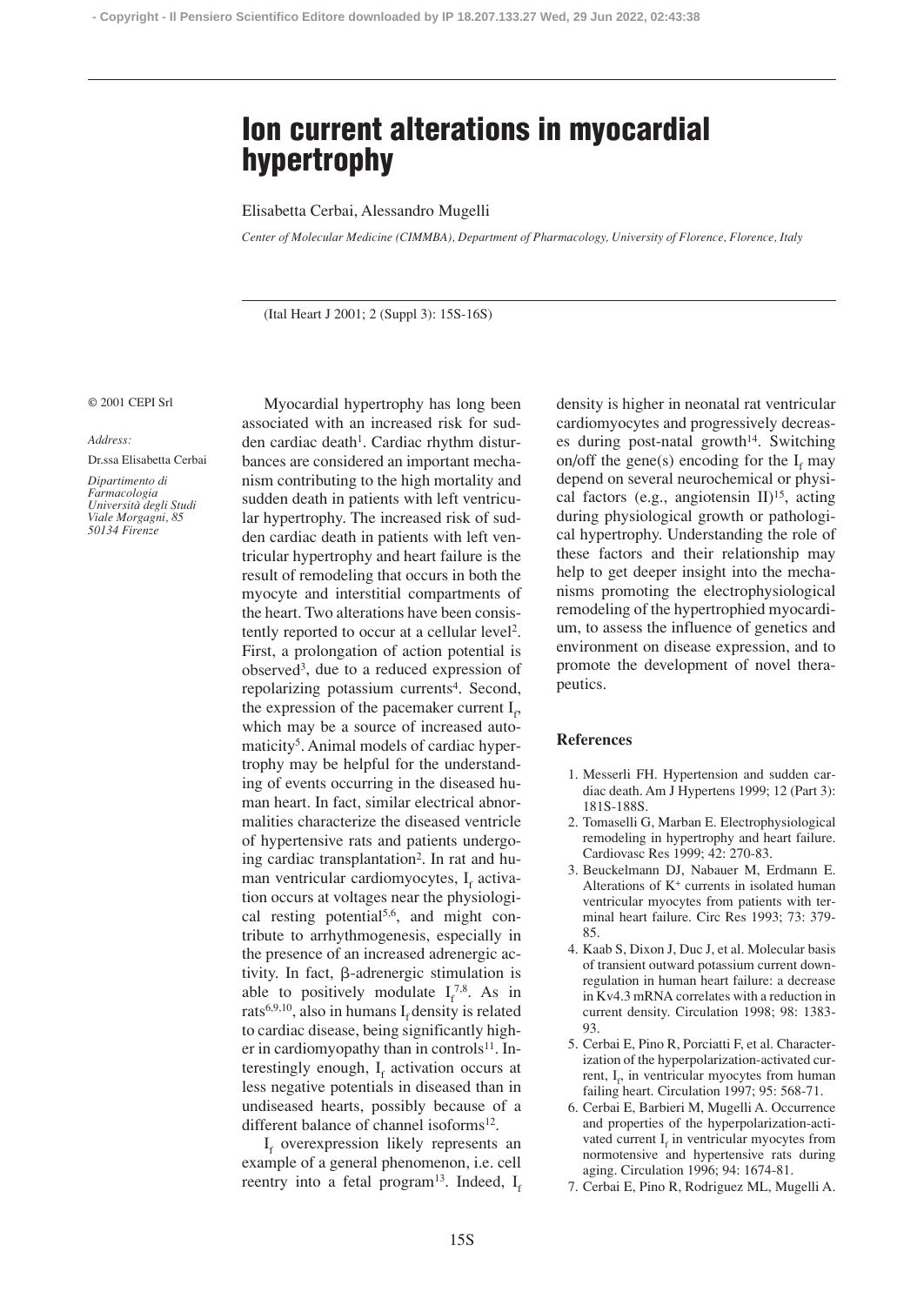# Ion current alterations in myocardial hypertrophy

Elisabetta Cerbai, Alessandro Mugelli

*Center of Molecular Medicine (CIMMBA), Department of Pharmacology, University of Florence, Florence, Italy*

(Ital Heart J 2001; 2 (Suppl 3): 15S-16S)

© 2001 CEPI Srl

*Address:*

Dr.ssa Elisabetta Cerbai

*Dipartimento di Farmacologia Università degli Studi Viale Morgagni, 85 50134 Firenze*

Myocardial hypertrophy has long been associated with an increased risk for sudden cardiac death[1]. Cardiac rhythm disturbances are considered an important mechanism contributing to the high mortality and sudden death in patients with left ventricular hypertrophy. The increased risk of sudden cardiac death in patients with left ventricular hypertrophy and heart failure is the result of remodeling that occurs in both the myocyte and interstitial compartments of the heart. Two alterations have been consistently reported to occur at a cellular level[2]. First, a prolongation of action potential is observed[3], due to a reduced expression of repolarizing potassium currents[4]. Second, the expression of the pacemaker current $I_f$, which may be a source of increased automaticity[5]. Animal models of cardiac hypertrophy may be helpful for the understanding of events occurring in the diseased human heart. In fact, similar electrical abnormalities characterize the diseased ventricle of hypertensive rats and patients undergoing cardiac transplantation[2]. In rat and human ventricular cardiomyocytes, $I_f$ activation occurs at voltages near the physiological resting potential[5,6], and might contribute to arrhythmogenesis, especially in the presence of an increased adrenergic activity. In fact, β-adrenergic stimulation is able to positively modulate $I_f$[7,8]. As in rats[6,9,10], also in humans $I_f$ density is related to cardiac disease, being significantly higher in cardiomyopathy than in controls[11]. Interestingly enough, $I_f$ activation occurs at less negative potentials in diseased than in undiseased hearts, possibly because of a different balance of channel isoforms[12].

$I_f$ overexpression likely represents an example of a general phenomenon, i.e. cell reentry into a fetal program[13]. Indeed, $I_f$ density is higher in neonatal rat ventricular cardiomyocytes and progressively decreases during post-natal growth[14]. Switching on/off the gene(s) encoding for the $I_f$ may depend on several neurochemical or physical factors (e.g., angiotensin II)[15], acting during physiological growth or pathological hypertrophy. Understanding the role of these factors and their relationship may help to get deeper insight into the mechanisms promoting the electrophysiological remodeling of the hypertrophied myocardium, to assess the influence of genetics and environment on disease expression, and to promote the development of novel therapeutics.

## References

1. Messerli FH. Hypertension and sudden cardiac death. Am J Hypertens 1999; 12 (Part 3): 181S-188S.
2. Tomaselli G, Marban E. Electrophysiological remodeling in hypertrophy and heart failure. Cardiovasc Res 1999; 42: 270-83.
3. Beuckelmann DJ, Nabauer M, Erdmann E. Alterations of $K^+$ currents in isolated human ventricular myocytes from patients with terminal heart failure. Circ Res 1993; 73: 379-85.
4. Kaab S, Dixon J, Duc J, et al. Molecular basis of transient outward potassium current downregulation in human heart failure: a decrease in Kv4.3 mRNA correlates with a reduction in current density. Circulation 1998; 98: 1383-93.
5. Cerbai E, Pino R, Porciatti F, et al. Characterization of the hyperpolarization-activated current, $I_f$, in ventricular myocytes from human failing heart. Circulation 1997; 95: 568-71.
6. Cerbai E, Barbieri M, Mugelli A. Occurrence and properties of the hyperpolarization-activated current $I_f$ in ventricular myocytes from normotensive and hypertensive rats during aging. Circulation 1996; 94: 1674-81.
7. Cerbai E, Pino R, Rodriguez ML, Mugelli A.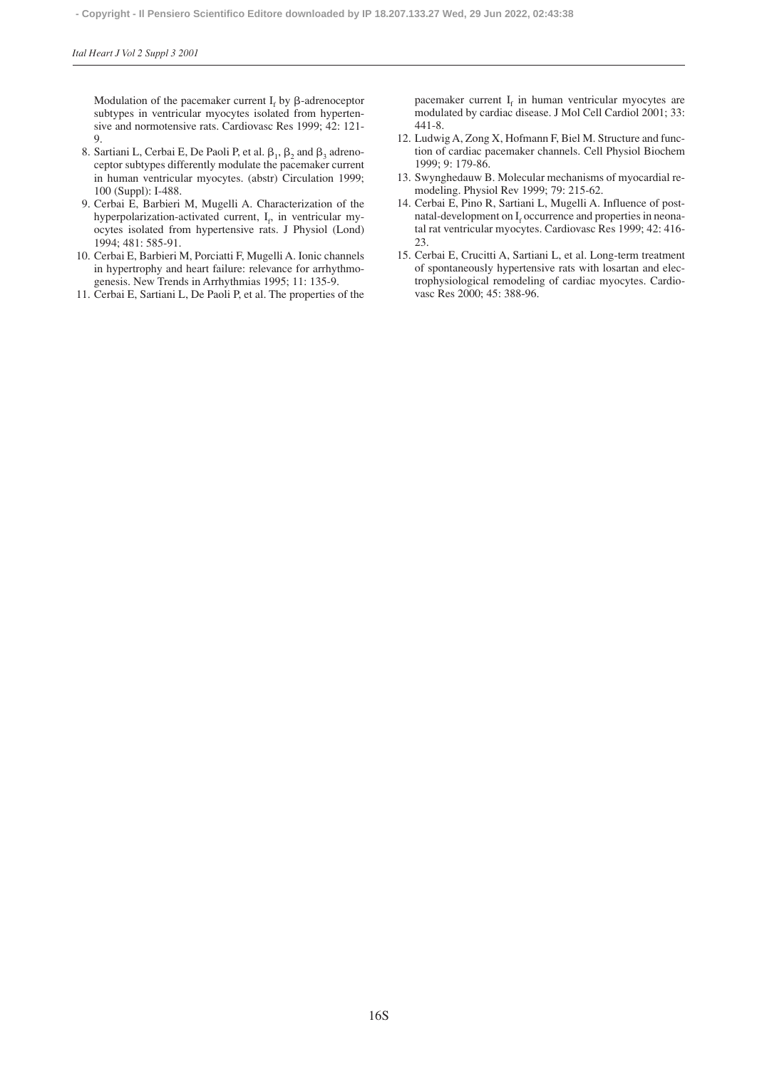Modulation of the pacemaker current $I_f$ by β-adrenoceptor subtypes in ventricular myocytes isolated from hypertensive and normotensive rats. Cardiovasc Res 1999; 42: 121-9.

8. Sartiani L, Cerbai E, De Paoli P, et al. $\beta_1$, $\beta_2$ and $\beta_3$ adrenoceptor subtypes differently modulate the pacemaker current in human ventricular myocytes. (abstr) Circulation 1999; 100 (Suppl): I-488.
9. Cerbai E, Barbieri M, Mugelli A. Characterization of the hyperpolarization-activated current, $I_f$, in ventricular myocytes isolated from hypertensive rats. J Physiol (Lond) 1994; 481: 585-91.
10. Cerbai E, Barbieri M, Porciatti F, Mugelli A. Ionic channels in hypertrophy and heart failure: relevance for arrhythmogenesis. New Trends in Arrhythmias 1995; 11: 135-9.
11. Cerbai E, Sartiani L, De Paoli P, et al. The properties of the pacemaker current $I_f$ in human ventricular myocytes are modulated by cardiac disease. J Mol Cell Cardiol 2001; 33: 441-8.
12. Ludwig A, Zong X, Hofmann F, Biel M. Structure and function of cardiac pacemaker channels. Cell Physiol Biochem 1999; 9: 179-86.
13. Swynghedauw B. Molecular mechanisms of myocardial remodeling. Physiol Rev 1999; 79: 215-62.
14. Cerbai E, Pino R, Sartiani L, Mugelli A. Influence of postnatal-development on $I_f$ occurrence and properties in neonatal rat ventricular myocytes. Cardiovasc Res 1999; 42: 416-23.
15. Cerbai E, Crucitti A, Sartiani L, et al. Long-term treatment of spontaneously hypertensive rats with losartan and electrophysiological remodeling of cardiac myocytes. Cardiovasc Res 2000; 45: 388-96.